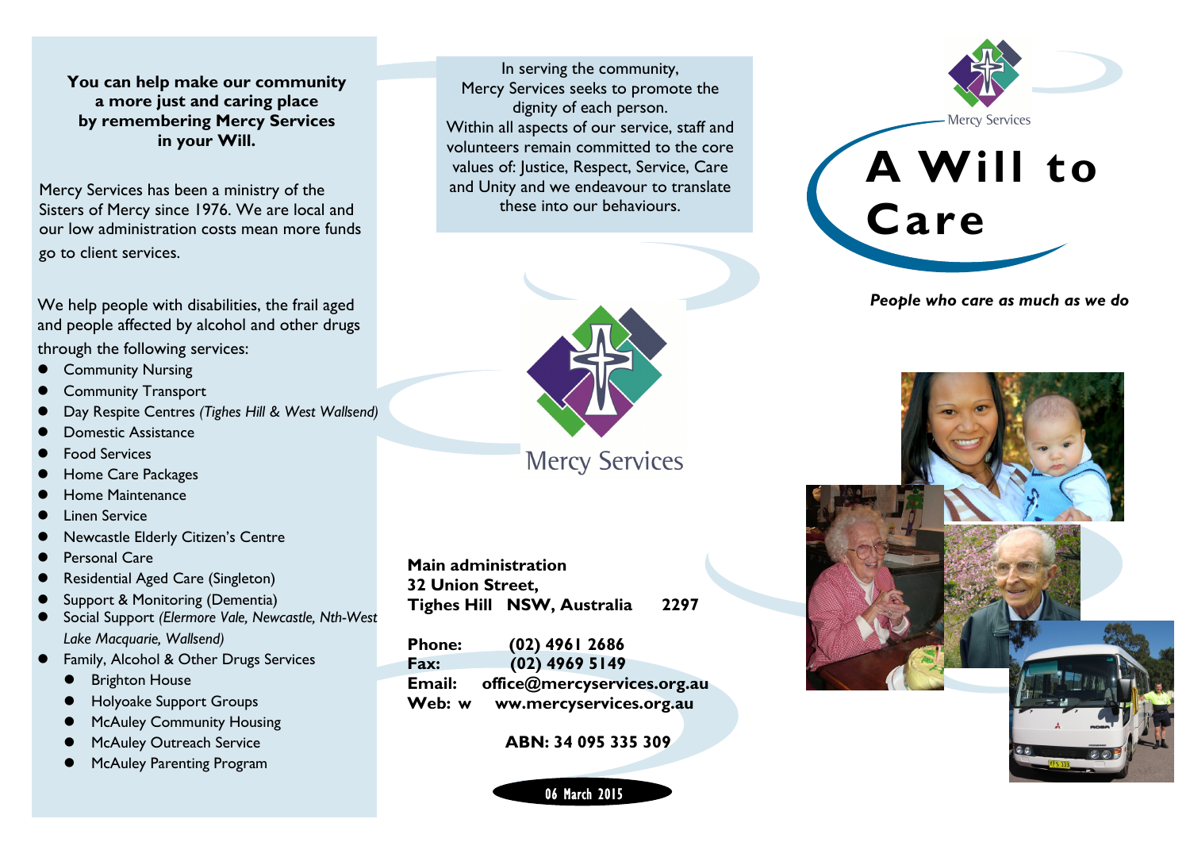**You can help make our community a more just and caring place by remembering Mercy Services in your Will.**

Mercy Services has been a ministry of the Sisters of Mercy since 1976. We are local and our low administration costs mean more funds go to client services.

We help people with disabilities, the frail aged and people affected by alcohol and other drugs through the following services:

- Community Nursing
- Community Transport
- Day Respite Centres *(Tighes Hill & West Wallsend)*
- Domestic Assistance
- Food Services
- Home Care Packages
- Home Maintenance
- Linen Service
- Newcastle Elderly Citizen's Centre
- Personal Care
- Residential Aged Care (Singleton)
- Support & Monitoring (Dementia)
- Social Support *(Elermore Vale, Newcastle, Nth-West Lake Macquarie, Wallsend)*
- Family, Alcohol & Other Drugs Services
  - Brighton House
  - Holyoake Support Groups
  - McAuley Community Housing
  - McAuley Outreach Service
  - McAuley Parenting Program

In serving the community, Mercy Services seeks to promote the dignity of each person. Within all aspects of our service, staff and volunteers remain committed to the core values of: Justice, Respect, Service, Care and Unity and we endeavour to translate these into our behaviours.

Mercy Services

**Main administration**
**32 Union Street,**
**Tighes Hill NSW, Australia 2297**

**Phone:** (02) 4961 2686
**Fax:** (02) 4969 5149
**Email:** office@mercyservices.org.au
**Web:** www.mercyservices.org.au

**ABN: 34 095 335 309**

06 March 2015

Mercy Services

# A Will to Care

***People who care as much as we do***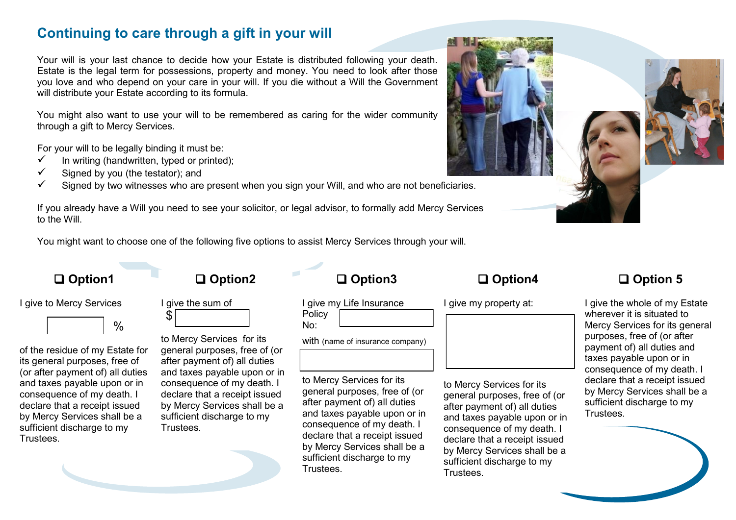## Continuing to care through a gift in your will

Your will is your last chance to decide how your Estate is distributed following your death. Estate is the legal term for possessions, property and money. You need to look after those you love and who depend on your care in your will. If you die without a Will the Government will distribute your Estate according to its formula.

You might also want to use your will to be remembered as caring for the wider community through a gift to Mercy Services.

For your will to be legally binding it must be:

- ✓ In writing (handwritten, typed or printed);
- ✓ Signed by you (the testator); and
- ✓ Signed by two witnesses who are present when you sign your Will, and who are not beneficiaries.

If you already have a Will you need to see your solicitor, or legal advisor, to formally add Mercy Services to the Will.

You might want to choose one of the following five options to assist Mercy Services through your will.

### ❑ Option1

I give to Mercy Services

[ ] %

of the residue of my Estate for its general purposes, free of (or after payment of) all duties and taxes payable upon or in consequence of my death. I declare that a receipt issued by Mercy Services shall be a sufficient discharge to my Trustees.

### ❑ Option2

I give the sum of

$ [ ]

to Mercy Services for its general purposes, free of (or after payment of) all duties and taxes payable upon or in consequence of my death. I declare that a receipt issued by Mercy Services shall be a sufficient discharge to my Trustees.

### ❑ Option3

I give my Life Insurance Policy No: [ ]

with (name of insurance company)

[ ]

to Mercy Services for its general purposes, free of (or after payment of) all duties and taxes payable upon or in consequence of my death. I declare that a receipt issued by Mercy Services shall be a sufficient discharge to my Trustees.

### ❑ Option4

I give my property at:

[ ]

to Mercy Services for its general purposes, free of (or after payment of) all duties and taxes payable upon or in consequence of my death. I declare that a receipt issued by Mercy Services shall be a sufficient discharge to my Trustees.

### ❑ Option 5

I give the whole of my Estate wherever it is situated to Mercy Services for its general purposes, free of (or after payment of) all duties and taxes payable upon or in consequence of my death. I declare that a receipt issued by Mercy Services shall be a sufficient discharge to my Trustees.